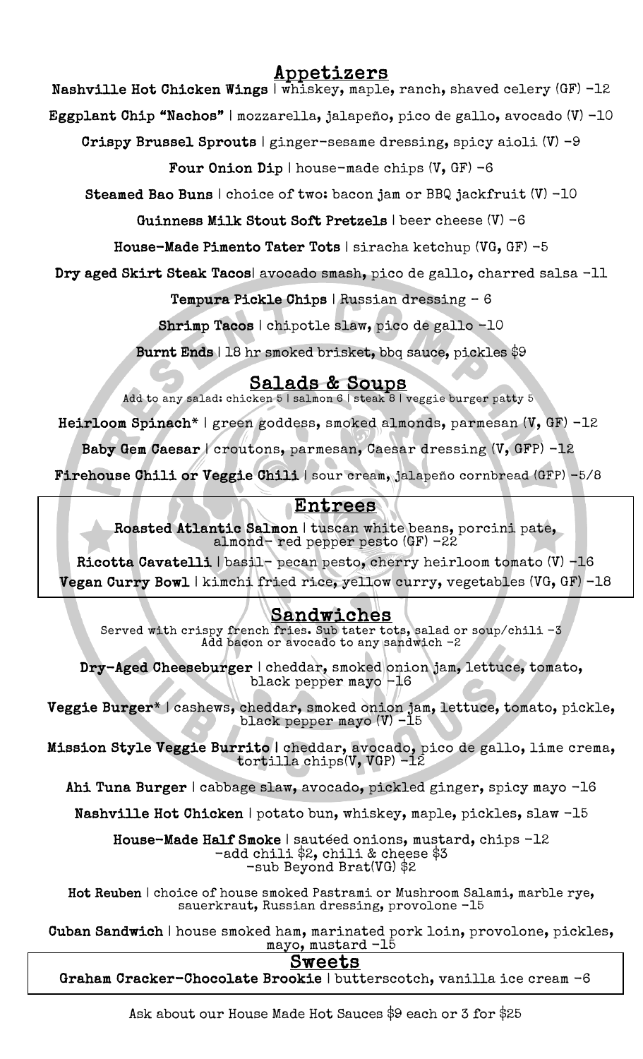## Appetizers

**Nashville Hot Chicken Wings** | whiskey, maple, ranch, shaved celery (GF) -12

**Eggplant Chip "Nachos"** | mozzarella, jalapeño, pico de gallo, avocado (V) -10

**Crispy Brussel Sprouts** | ginger-sesame dressing, spicy aioli (V) -9

**Four Onion Dip** | house-made chips (V, GF) -6

**Steamed Bao Buns** | choice of two: bacon jam or BBQ jackfruit (V) -10

**Guinness Milk Stout Soft Pretzels** | beer cheese (V) -6

**House-Made Pimento Tater Tots** | siracha ketchup (VG, GF) -5

**Dry aged Skirt Steak Tacos**| avocado smash, pico de gallo, charred salsa -11

**Tempura Pickle Chips** | Russian dressing - 6

**Shrimp Tacos** | chipotle slaw, pico de gallo -10

**Burnt Ends** | 18 hr smoked brisket, bbq sauce, pickles $9

## Salads & Soups

Add to any salad: chicken 5 | salmon 6 | steak 8 | veggie burger patty 5

**Heirloom Spinach*** | green goddess, smoked almonds, parmesan (V, GF) -12

**Baby Gem Caesar** | croutons, parmesan, Caesar dressing (V, GFP) -12

**Firehouse Chili or Veggie Chili** | sour cream, jalapeño cornbread (GFP) -5/8

## Entrees

**Roasted Atlantic Salmon** | tuscan white beans, porcini pate, almond- red pepper pesto (GF) -22

**Ricotta Cavatelli** | basil- pecan pesto, cherry heirloom tomato (V) -16

**Vegan Curry Bowl** | kimchi fried rice, yellow curry, vegetables (VG, GF) -18

## Sandwiches

Served with crispy french fries. Sub tater tots, salad or soup/chili -3
Add bacon or avocado to any sandwich -2

**Dry-Aged Cheeseburger** | cheddar, smoked onion jam, lettuce, tomato, black pepper mayo -16

**Veggie Burger*** | cashews, cheddar, smoked onion jam, lettuce, tomato, pickle, black pepper mayo (V) -15

**Mission Style Veggie Burrito** | cheddar, avocado, pico de gallo, lime crema, tortilla chips(V, VGP) -12

**Ahi Tuna Burger** | cabbage slaw, avocado, pickled ginger, spicy mayo -16

**Nashville Hot Chicken** | potato bun, whiskey, maple, pickles, slaw -15

**House-Made Half Smoke** | sautéed onions, mustard, chips -12
-add chili $2, chili & cheese $3
-sub Beyond Brat(VG) $2

**Hot Reuben** | choice of house smoked Pastrami or Mushroom Salami, marble rye, sauerkraut, Russian dressing, provolone -15

**Cuban Sandwich** | house smoked ham, marinated pork loin, provolone, pickles, mayo, mustard -15

## Sweets

**Graham Cracker-Chocolate Brookie** | butterscotch, vanilla ice cream -6

Ask about our House Made Hot Sauces $9 each or 3 for $25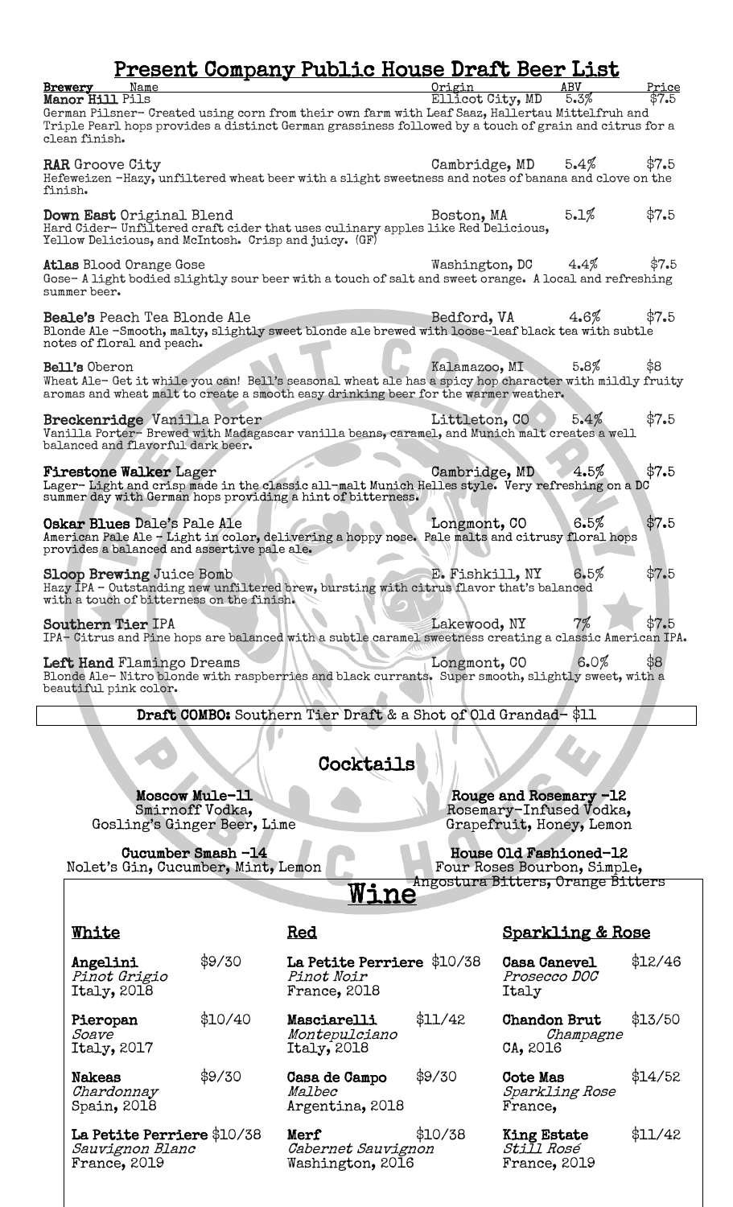# Present Company Public House Draft Beer List

| **Brewery** Name | Origin | ABV | Price |
|---|---|---|---|
| **Manor Hill** Pils | Ellicot City, MD | 5.3% | $7.5 |
| German Pilsner- Created using corn from their own farm with Leaf Saaz, Hallertau Mittelfruh and Triple Pearl hops provides a distinct German grassiness followed by a touch of grain and citrus for a clean finish. | | | |
| **RAR** Groove City | Cambridge, MD | 5.4% | $7.5 |
| Hefeweizen -Hazy, unfiltered wheat beer with a slight sweetness and notes of banana and clove on the finish. | | | |
| **Down East** Original Blend | Boston, MA | 5.1% | $7.5 |
| Hard Cider- Unfiltered craft cider that uses culinary apples like Red Delicious, Yellow Delicious, and McIntosh. Crisp and juicy. (GF) | | | |
| **Atlas** Blood Orange Gose | Washington, DC | 4.4% | $7.5 |
| Gose- A light bodied slightly sour beer with a touch of salt and sweet orange. A local and refreshing summer beer. | | | |
| **Beale's** Peach Tea Blonde Ale | Bedford, VA | 4.6% | $7.5 |
| Blonde Ale -Smooth, malty, slightly sweet blonde ale brewed with loose-leaf black tea with subtle notes of floral and peach. | | | |
| **Bell's** Oberon | Kalamazoo, MI | 5.8% | $8 |
| Wheat Ale- Get it while you can! Bell's seasonal wheat ale has a spicy hop character with mildly fruity aromas and wheat malt to create a smooth easy drinking beer for the warmer weather. | | | |
| **Breckenridge** Vanilla Porter | Littleton, CO | 5.4% | $7.5 |
| Vanilla Porter- Brewed with Madagascar vanilla beans, caramel, and Munich malt creates a well balanced and flavorful dark beer. | | | |
| **Firestone Walker** Lager | Cambridge, MD | 4.5% | $7.5 |
| Lager- Light and crisp made in the classic all-malt Munich Helles style. Very refreshing on a DC summer day with German hops providing a hint of bitterness. | | | |
| **Oskar Blues** Dale's Pale Ale | Longmont, CO | 6.5% | $7.5 |
| American Pale Ale - Light in color, delivering a hoppy nose. Pale malts and citrusy floral hops provides a balanced and assertive pale ale. | | | |
| **Sloop Brewing** Juice Bomb | E. Fishkill, NY | 6.5% | $7.5 |
| Hazy IPA - Outstanding new unfiltered brew, bursting with citrus flavor that's balanced with a touch of bitterness on the finish. | | | |
| **Southern Tier** IPA | Lakewood, NY | 7% | $7.5 |
| IPA- Citrus and Pine hops are balanced with a subtle caramel sweetness creating a classic American IPA. | | | |
| **Left Hand** Flamingo Dreams | Longmont, CO | 6.0% | $8 |
| Blonde Ale- Nitro blonde with raspberries and black currants. Super smooth, slightly sweet, with a beautiful pink color. | | | |

**Draft COMBO:** Southern Tier Draft & a Shot of Old Grandad- $11

## Cocktails

**Moscow Mule-11**
Smirnoff Vodka,
Gosling's Ginger Beer, Lime

**Rouge and Rosemary -12**
Rosemary-Infused Vodka,
Grapefruit, Honey, Lemon

**Cucumber Smash -14**
Nolet's Gin, Cucumber, Mint, Lemon

**House Old Fashioned-12**
Four Roses Bourbon, Simple,
Angostura Bitters, Orange Bitters

## Wine

### White

**Angelini** $9/30
*Pinot Grigio*
Italy, 2018

**Pieropan** $10/40
*Soave*
Italy, 2017

**Nakeas** $9/30
*Chardonnay*
Spain, 2018

**La Petite Perriere** $10/38
*Sauvignon Blanc*
France, 2019

### Red

**La Petite Perriere** $10/38
*Pinot Noir*
France, 2018

**Masciarelli** $11/42
*Montepulciano*
Italy, 2018

**Casa de Campo** $9/30
*Malbec*
Argentina, 2018

**Merf** $10/38
*Cabernet Sauvignon*
Washington, 2016

### Sparkling & Rose

**Casa Canevel** $12/46
*Prosecco DOC*
Italy

**Chandon Brut** $13/50
*Champagne*
CA, 2016

**Cote Mas** $14/52
*Sparkling Rose*
France,

**King Estate** $11/42
*Still Rosé*
France, 2019